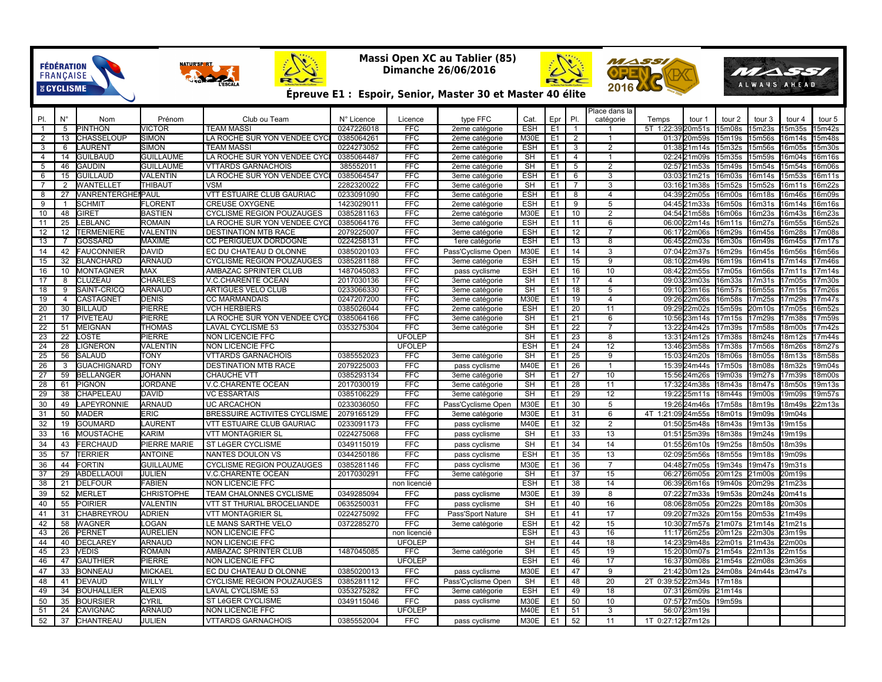# Massi Open XC au Tablier (85)

**Dimanche 26/06/2016**

## Épreuve E1 : Espoir, Senior, Master 30 et Master 40 élite

| Pl. | N° | Nom | Prénom | Club ou Team | N° Licence | Licence | type FFC | Cat. | Epr | Pl. | Place dans la catégorie | Temps | tour 1 | tour 2 | tour 3 | tour 4 | tour 5 |
|---|---|---|---|---|---|---|---|---|---|---|---|---|---|---|---|---|---|
| 1 | 5 | PINTHON | VICTOR | TEAM MASSI | 0247226018 | FFC | 2eme catégorie | ESH | E1 | 1 | 1 | 5T 1:22:39 | 20m51s | 15m08s | 15m23s | 15m35s | 15m42s |
| 2 | 13 | CHASSELOUP | SIMON | LA ROCHE SUR YON VENDEE CYC | 0385064261 | FFC | 2eme catégorie | M30E | E1 | 2 | 1 | 01:37 | 20m59s | 15m19s | 15m56s | 16m14s | 15m48s |
| 3 | 6 | LAURENT | SIMON | TEAM MASSI | 0224273052 | FFC | 2eme catégorie | ESH | E1 | 3 | 2 | 01:38 | 21m14s | 15m32s | 15m56s | 16m05s | 15m30s |
| 4 | 14 | GUILBAUD | GUILLAUME | LA ROCHE SUR YON VENDEE CYC | 0385064487 | FFC | 2eme catégorie | SH | E1 | 4 | 1 | 02:24 | 21m09s | 15m35s | 15m59s | 16m04s | 16m16s |
| 5 | 46 | GAUDIN | GUILLAUME | VTTARDS GARNACHOIS | 385552011 | FFC | 2eme catégorie | SH | E1 | 5 | 2 | 02:57 | 21m53s | 15m49s | 15m54s | 15m54s | 16m06s |
| 6 | 15 | GUILLAUD | VALENTIN | LA ROCHE SUR YON VENDEE CYC | 0385064547 | FFC | 3eme catégorie | ESH | E1 | 6 | 3 | 03:03 | 21m21s | 16m03s | 16m14s | 15m53s | 16m11s |
| 7 | 2 | WANTELLET | THIBAUT | VSM | 2282320022 | FFC | 3eme catégorie | SH | E1 | 7 | 3 | 03:16 | 21m38s | 15m52s | 15m52s | 16m11s | 16m22s |
| 8 | 27 | VANRENTERGHEI | PAUL | VTT ESTUAIRE CLUB GAURIAC | 0233091090 | FFC | 3eme catégorie | ESH | E1 | 8 | 4 | 04:39 | 22m05s | 16m00s | 16m18s | 16m46s | 16m09s |
| 9 | 1 | SCHMIT | FLORENT | CREUSE OXYGENE | 1423029011 | FFC | 2eme catégorie | ESH | E1 | 9 | 5 | 04:45 | 21m33s | 16m50s | 16m31s | 16m14s | 16m16s |
| 10 | 48 | GIRET | BASTIEN | CYCLISME REGION POUZAUGES | 0385281163 | FFC | 2eme catégorie | M30E | E1 | 10 | 2 | 04:54 | 21m58s | 16m06s | 16m23s | 16m43s | 16m23s |
| 11 | 25 | LEBLANC | ROMAIN | LA ROCHE SUR YON VENDEE CYC | 0385064176 | FFC | 3eme catégorie | ESH | E1 | 11 | 6 | 06:00 | 22m14s | 16m11s | 16m27s | 16m55s | 16m52s |
| 12 | 12 | TERMENIERE | VALENTIN | DESTINATION MTB RACE | 2079225007 | FFC | 3eme catégorie | ESH | E1 | 12 | 7 | 06:17 | 22m06s | 16m29s | 16m45s | 16m28s | 17m08s |
| 13 | 7 | GOSSARD | MAXIME | CC PERIGUEUX DORDOGNE | 0224258131 | FFC | 1ere catégorie | ESH | E1 | 13 | 8 | 06:45 | 22m03s | 16m30s | 16m49s | 16m45s | 17m17s |
| 14 | 42 | FAUCONNIER | DAVID | EC DU CHATEAU D OLONNE | 0385020103 | FFC | Pass'Cyclisme Open | M30E | E1 | 14 | 3 | 07:04 | 22m37s | 16m29s | 16m45s | 16m56s | 16m56s |
| 15 | 32 | BLANCHARD | ARNAUD | CYCLISME REGION POUZAUGES | 0385281188 | FFC | 3eme catégorie | ESH | E1 | 15 | 9 | 08:10 | 22m49s | 16m19s | 16m41s | 17m14s | 17m46s |
| 16 | 10 | MONTAGNER | MAX | AMBAZAC SPRINTER CLUB | 1487045083 | FFC | pass cyclisme | ESH | E1 | 16 | 10 | 08:42 | 22m55s | 17m05s | 16m56s | 17m11s | 17m14s |
| 17 | 8 | CLUZEAU | CHARLES | V.C.CHARENTE OCEAN | 2017030136 | FFC | 3eme catégorie | SH | E1 | 17 | 4 | 09:03 | 23m03s | 16m33s | 17m31s | 17m05s | 17m30s |
| 18 | 9 | SAINT-CRICQ | ARNAUD | ARTIGUES VELO CLUB | 0233066330 | FFC | 3eme catégorie | SH | E1 | 18 | 5 | 09:10 | 23m16s | 16m57s | 16m55s | 17m15s | 17m26s |
| 19 | 4 | CASTAGNET | DENIS | CC MARMANDAIS | 0247207200 | FFC | 3eme catégorie | M30E | E1 | 19 | 4 | 09:26 | 22m26s | 16m58s | 17m25s | 17m29s | 17m47s |
| 20 | 30 | BILLAUD | PIERRE | VCH HERBIERS | 0385026044 | FFC | 2eme catégorie | ESH | E1 | 20 | 11 | 09:29 | 22m02s | 15m59s | 20m10s | 17m05s | 16m52s |
| 21 | 17 | PIVETEAU | PIERRE | LA ROCHE SUR YON VENDEE CYC | 0385064166 | FFC | 3eme catégorie | SH | E1 | 21 | 6 | 10:56 | 23m14s | 17m15s | 17m29s | 17m38s | 17m59s |
| 22 | 51 | MEIGNAN | THOMAS | LAVAL CYCLISME 53 | 0353275304 | FFC | 3eme catégorie | SH | E1 | 22 | 7 | 13:22 | 24m42s | 17m39s | 17m58s | 18m00s | 17m42s |
| 23 | 22 | LOSTE | PIERRE | NON LICENCIE FFC | | UFOLEP | | SH | E1 | 23 | 8 | 13:31 | 24m12s | 17m38s | 18m24s | 18m12s | 17m44s |
| 24 | 28 | LIGNERON | VALENTIN | NON LICENCIE FFC | | UFOLEP | | ESH | E1 | 24 | 12 | 13:46 | 23m58s | 17m38s | 17m56s | 18m26s | 18m27s |
| 25 | 56 | SALAUD | TONY | VTTARDS GARNACHOIS | 0385552023 | FFC | 3eme catégorie | SH | E1 | 25 | 9 | 15:03 | 24m20s | 18m06s | 18m05s | 18m13s | 18m58s |
| 26 | 3 | GUACHIGNARD | TONY | DESTINATION MTB RACE | 2079225003 | FFC | pass cyclisme | M40E | E1 | 26 | 1 | 15:39 | 24m44s | 17m50s | 18m08s | 18m32s | 19m04s |
| 27 | 59 | BELLANGER | JOHANN | CHAUCHE VTT | 0385293134 | FFC | 3eme catégorie | SH | E1 | 27 | 10 | 15:56 | 24m26s | 19m03s | 19m27s | 17m39s | 18m00s |
| 28 | 61 | PIGNON | JORDANE | V.C.CHARENTE OCEAN | 2017030019 | FFC | 3eme catégorie | SH | E1 | 28 | 11 | 17:32 | 24m38s | 18m43s | 18m47s | 18m50s | 19m13s |
| 29 | 38 | CHAPELEAU | DAVID | VC ESSARTAIS | 0385106229 | FFC | 3eme catégorie | SH | E1 | 29 | 12 | 19:22 | 25m11s | 18m44s | 19m00s | 19m09s | 19m57s |
| 30 | 49 | LAPEYRONNIE | ARNAUD | UC ARCACHON | 0233036050 | FFC | Pass'Cyclisme Open | M30E | E1 | 30 | 5 | 19:26 | 24m46s | 17m58s | 18m19s | 18m49s | 22m13s |
| 31 | 50 | MADER | ERIC | BRESSUIRE ACTIVITES CYCLISME | 2079165129 | FFC | 3eme catégorie | M30E | E1 | 31 | 6 | 4T 1:21:09 | 24m55s | 18m01s | 19m09s | 19m04s | |
| 32 | 19 | GOUMARD | LAURENT | VTT ESTUAIRE CLUB GAURIAC | 0233091173 | FFC | pass cyclisme | M40E | E1 | 32 | 2 | 01:50 | 25m48s | 18m43s | 19m13s | 19m15s | |
| 33 | 16 | MOUSTACHE | KARIM | VTT MONTAGRIER SL | 0224275068 | FFC | pass cyclisme | SH | E1 | 33 | 13 | 01:51 | 25m39s | 18m38s | 19m24s | 19m19s | |
| 34 | 43 | FERCHAUD | PIERRE MARIE | ST LéGER CYCLISME | 0349115019 | FFC | pass cyclisme | SH | E1 | 34 | 14 | 01:55 | 26m10s | 19m25s | 18m50s | 18m39s | |
| 35 | 57 | TERRIER | ANTOINE | NANTES DOULON VS | 0344250186 | FFC | pass cyclisme | ESH | E1 | 35 | 13 | 02:09 | 25m56s | 18m55s | 19m18s | 19m09s | |
| 36 | 44 | FORTIN | GUILLAUME | CYCLISME REGION POUZAUGES | 0385281146 | FFC | pass cyclisme | M30E | E1 | 36 | 7 | 04:48 | 27m05s | 19m34s | 19m47s | 19m31s | |
| 37 | 29 | ABDELLAOUI | JULIEN | V.C.CHARENTE OCEAN | 2017030291 | FFC | 3eme catégorie | SH | E1 | 37 | 15 | 06:27 | 26m05s | 20m12s | 21m00s | 20m19s | |
| 38 | 21 | DELFOUR | FABIEN | NON LICENCIE FFC | | non licencié | | ESH | E1 | 38 | 14 | 06:39 | 26m16s | 19m40s | 20m29s | 21m23s | |
| 39 | 52 | MERLET | CHRISTOPHE | TEAM CHALONNES CYCLISME | 0349285094 | FFC | pass cyclisme | M30E | E1 | 39 | 8 | 07:22 | 27m33s | 19m53s | 20m24s | 20m41s | |
| 40 | 55 | POIRIER | VALENTIN | VTT ST THURIAL BROCELIANDE | 0635250031 | FFC | pass cyclisme | SH | E1 | 40 | 16 | 08:06 | 28m05s | 20m22s | 20m18s | 20m30s | |
| 41 | 31 | CHABREYROU | ADRIEN | VTT MONTAGRIER SL | 0224275092 | FFC | Pass'Sport Nature | SH | E1 | 41 | 17 | 09:20 | 27m32s | 20m15s | 20m53s | 21m49s | |
| 42 | 58 | WAGNER | LOGAN | LE MANS SARTHE VELO | 0372285270 | FFC | 3eme catégorie | ESH | E1 | 42 | 15 | 10:30 | 27m57s | 21m07s | 21m14s | 21m21s | |
| 43 | 26 | PERNET | AURELIEN | NON LICENCIE FFC | | non licencié | | ESH | E1 | 43 | 16 | 11:17 | 26m25s | 20m12s | 22m30s | 23m19s | |
| 44 | 40 | DECLAREY | ARNAUD | NON LICENCIE FFC | | UFOLEP | | SH | E1 | 44 | 18 | 14:23 | 29m48s | 22m01s | 21m43s | 22m00s | |
| 45 | 23 | VEDIS | ROMAIN | AMBAZAC SPRINTER CLUB | 1487045085 | FFC | 3eme catégorie | SH | E1 | 45 | 19 | 15:20 | 30m07s | 21m54s | 22m13s | 22m15s | |
| 46 | 47 | GAUTHIER | PIERRE | NON LICENCIE FFC | | UFOLEP | | ESH | E1 | 46 | 17 | 16:37 | 30m08s | 21m54s | 22m08s | 23m36s | |
| 47 | 33 | BONNEAU | MICKAEL | EC DU CHATEAU D OLONNE | 0385020013 | FFC | pass cyclisme | M30E | E1 | 47 | 9 | 21:42 | 30m12s | 24m08s | 24m44s | 23m47s | |
| 48 | 41 | DEVAUD | WILLY | CYCLISME REGION POUZAUGES | 0385281112 | FFC | Pass'Cyclisme Open | SH | E1 | 48 | 20 | 2T 0:39:52 | 22m34s | 17m18s | | | |
| 49 | 34 | BOUHALLIER | ALEXIS | LAVAL CYCLISME 53 | 0353275282 | FFC | 3eme catégorie | ESH | E1 | 49 | 18 | 07:31 | 26m09s | 21m14s | | | |
| 50 | 35 | BOURSIER | CYRIL | ST LéGER CYCLISME | 0349115046 | FFC | pass cyclisme | M30E | E1 | 50 | 10 | 07:57 | 27m50s | 19m59s | | | |
| 51 | 24 | CAVIGNAC | ARNAUD | NON LICENCIE FFC | | UFOLEP | | M40E | E1 | 51 | 3 | 56:07 | 23m19s | | | | |
| 52 | 37 | CHANTREAU | JULIEN | VTTARDS GARNACHOIS | 0385552004 | FFC | pass cyclisme | M30E | E1 | 52 | 11 | 1T 0:27:12 | 27m12s | | | | |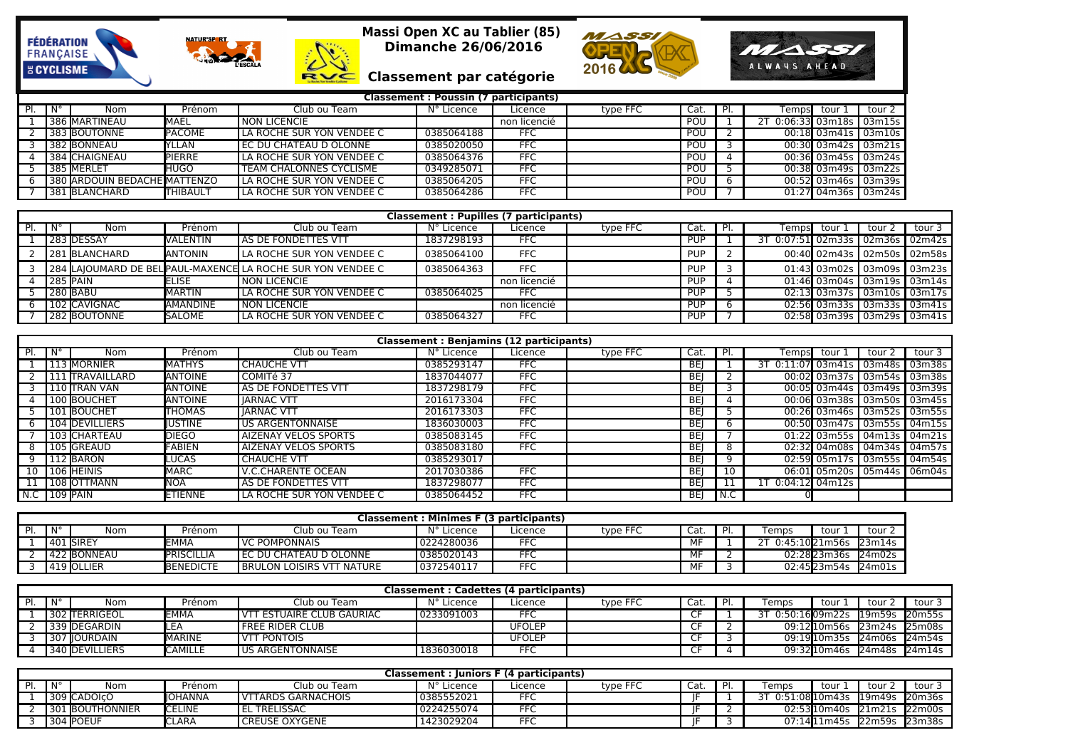# Massi Open XC au Tablier (85)

**Dimanche 26/06/2016**

## Classement par catégorie

| Classement : Poussin (7 participants) | | | | | | | | | | | | |
|---|---|---|---|---|---|---|---|---|---|---|---|---|
| Pl. | N° | Nom | Prénom | Club ou Team | N° Licence | Licence | type FFC | Cat. | Pl. | Temps | tour 1 | tour 2 |
| 1 | 386 | MARTINEAU | MAEL | NON LICENCIE | | non licencié | | POU | 1 | 2T 0:06:33 | 03m18s | 03m15s |
| 2 | 383 | BOUTONNE | PACOME | LA ROCHE SUR YON VENDEE C | 0385064188 | FFC | | POU | 2 | 00:18 | 03m41s | 03m10s |
| 3 | 382 | BONNEAU | YLLAN | EC DU CHATEAU D OLONNE | 0385020050 | FFC | | POU | 3 | 00:30 | 03m42s | 03m21s |
| 4 | 384 | CHAIGNEAU | PIERRE | LA ROCHE SUR YON VENDEE C | 0385064376 | FFC | | POU | 4 | 00:36 | 03m45s | 03m24s |
| 5 | 385 | MERLET | HUGO | TEAM CHALONNES CYCLISME | 0349285071 | FFC | | POU | 5 | 00:38 | 03m49s | 03m22s |
| 6 | 380 | ARDOUIN BEDACHE | MATTENZO | LA ROCHE SUR YON VENDEE C | 0385064205 | FFC | | POU | 6 | 00:52 | 03m46s | 03m39s |
| 7 | 381 | BLANCHARD | THIBAULT | LA ROCHE SUR YON VENDEE C | 0385064286 | FFC | | POU | 7 | 01:27 | 04m36s | 03m24s |

| Classement : Pupilles (7 participants) | | | | | | | | | | | | | |
|---|---|---|---|---|---|---|---|---|---|---|---|---|---|
| Pl. | N° | Nom | Prénom | Club ou Team | N° Licence | Licence | type FFC | Cat. | Pl. | Temps | tour 1 | tour 2 | tour 3 |
| 1 | 283 | DESSAY | VALENTIN | AS DE FONDETTES VTT | 1837298193 | FFC | | PUP | 1 | 3T 0:07:51 | 02m33s | 02m36s | 02m42s |
| 2 | 281 | BLANCHARD | ANTONIN | LA ROCHE SUR YON VENDEE C | 0385064100 | FFC | | PUP | 2 | 00:40 | 02m43s | 02m50s | 02m58s |
| 3 | 284 | LAJOUMARD DE BEL | PAUL-MAXENCE | LA ROCHE SUR YON VENDEE C | 0385064363 | FFC | | PUP | 3 | 01:43 | 03m02s | 03m09s | 03m23s |
| 4 | 285 | PAIN | ELISE | NON LICENCIE | | non licencié | | PUP | 4 | 01:46 | 03m04s | 03m19s | 03m14s |
| 5 | 280 | BABU | MARTIN | LA ROCHE SUR YON VENDEE C | 0385064025 | FFC | | PUP | 5 | 02:13 | 03m37s | 03m10s | 03m17s |
| 6 | 102 | CAVIGNAC | AMANDINE | NON LICENCIE | | non licencié | | PUP | 6 | 02:56 | 03m33s | 03m33s | 03m41s |
| 7 | 282 | BOUTONNE | SALOME | LA ROCHE SUR YON VENDEE C | 0385064327 | FFC | | PUP | 7 | 02:58 | 03m39s | 03m29s | 03m41s |

| Classement : Benjamins (12 participants) | | | | | | | | | | | | | |
|---|---|---|---|---|---|---|---|---|---|---|---|---|---|
| Pl. | N° | Nom | Prénom | Club ou Team | N° Licence | Licence | type FFC | Cat. | Pl. | Temps | tour 1 | tour 2 | tour 3 |
| 1 | 113 | MORNIER | MATHYS | CHAUCHE VTT | 0385293147 | FFC | | BEJ | 1 | 3T 0:11:07 | 03m41s | 03m48s | 03m38s |
| 2 | 111 | TRAVAILLARD | ANTOINE | COMITé 37 | 1837044077 | FFC | | BEJ | 2 | 00:02 | 03m37s | 03m54s | 03m38s |
| 3 | 110 | TRAN VAN | ANTOINE | AS DE FONDETTES VTT | 1837298179 | FFC | | BEJ | 3 | 00:05 | 03m44s | 03m49s | 03m39s |
| 4 | 100 | BOUCHET | ANTOINE | JARNAC VTT | 2016173304 | FFC | | BEJ | 4 | 00:06 | 03m38s | 03m50s | 03m45s |
| 5 | 101 | BOUCHET | THOMAS | JARNAC VTT | 2016173303 | FFC | | BEJ | 5 | 00:26 | 03m46s | 03m52s | 03m55s |
| 6 | 104 | DEVILLIERS | JUSTINE | US ARGENTONNAISE | 1836030003 | FFC | | BEJ | 6 | 00:50 | 03m47s | 03m55s | 04m15s |
| 7 | 103 | CHARTEAU | DIEGO | AIZENAY VELOS SPORTS | 0385083145 | FFC | | BEJ | 7 | 01:22 | 03m55s | 04m13s | 04m21s |
| 8 | 105 | GREAUD | FABIEN | AIZENAY VELOS SPORTS | 0385083180 | FFC | | BEJ | 8 | 02:32 | 04m08s | 04m34s | 04m57s |
| 9 | 112 | BARON | LUCAS | CHAUCHE VTT | 0385293017 | | | BEJ | 9 | 02:59 | 05m17s | 03m55s | 04m54s |
| 10 | 106 | HEINIS | MARC | V.C.CHARENTE OCEAN | 2017030386 | FFC | | BEJ | 10 | 06:01 | 05m20s | 05m44s | 06m04s |
| 11 | 108 | OTTMANN | NOA | AS DE FONDETTES VTT | 1837298077 | FFC | | BEJ | 11 | 1T 0:04:12 | 04m12s | | |
| N.C | 109 | PAIN | ETIENNE | LA ROCHE SUR YON VENDEE C | 0385064452 | FFC | | BEJ | N.C | 0 | | | |

| Classement : Minimes F (3 participants) | | | | | | | | | | | | |
|---|---|---|---|---|---|---|---|---|---|---|---|---|
| Pl. | N° | Nom | Prénom | Club ou Team | N° Licence | Licence | type FFC | Cat. | Pl. | Temps | tour 1 | tour 2 |
| 1 | 401 | SIREY | EMMA | VC POMPONNAIS | 0224280036 | FFC | | MF | 1 | 2T 0:45:10 | 21m56s | 23m14s |
| 2 | 422 | BONNEAU | PRISCILLIA | EC DU CHATEAU D OLONNE | 0385020143 | FFC | | MF | 2 | 02:28 | 23m36s | 24m02s |
| 3 | 419 | OLLIER | BENEDICTE | BRULON LOISIRS VTT NATURE | 0372540117 | FFC | | MF | 3 | 02:45 | 23m54s | 24m01s |

| Classement : Cadettes (4 participants) | | | | | | | | | | | | | |
|---|---|---|---|---|---|---|---|---|---|---|---|---|---|
| Pl. | N° | Nom | Prénom | Club ou Team | N° Licence | Licence | type FFC | Cat. | Pl. | Temps | tour 1 | tour 2 | tour 3 |
| 1 | 302 | TERRIGEOL | EMMA | VTT ESTUAIRE CLUB GAURIAC | 0233091003 | FFC | | CF | 1 | 3T 0:50:16 | 09m22s | 19m59s | 20m55s |
| 2 | 339 | DEGARDIN | LEA | FREE RIDER CLUB | | UFOLEP | | CF | 2 | 09:12 | 10m56s | 23m24s | 25m08s |
| 3 | 307 | JOURDAIN | MARINE | VTT PONTOIS | | UFOLEP | | CF | 3 | 09:19 | 10m35s | 24m06s | 24m54s |
| 4 | 340 | DEVILLIERS | CAMILLE | US ARGENTONNAISE | 1836030018 | FFC | | CF | 4 | 09:32 | 10m46s | 24m48s | 24m14s |

| Classement : Juniors F (4 participants) | | | | | | | | | | | | | |
|---|---|---|---|---|---|---|---|---|---|---|---|---|---|
| Pl. | N° | Nom | Prénom | Club ou Team | N° Licence | Licence | type FFC | Cat. | Pl. | Temps | tour 1 | tour 2 | tour 3 |
| 1 | 309 | CADOIçO | JOHANNA | VTTARDS GARNACHOIS | 0385552021 | FFC | | JF | 1 | 3T 0:51:08 | 10m43s | 19m49s | 20m36s |
| 2 | 301 | BOUTHONNIER | CELINE | EL TRELISSAC | 0224255074 | FFC | | JF | 2 | 02:53 | 10m40s | 21m21s | 22m00s |
| 3 | 304 | POEUF | CLARA | CREUSE OXYGENE | 1423029204 | FFC | | JF | 3 | 07:14 | 11m45s | 22m59s | 23m38s |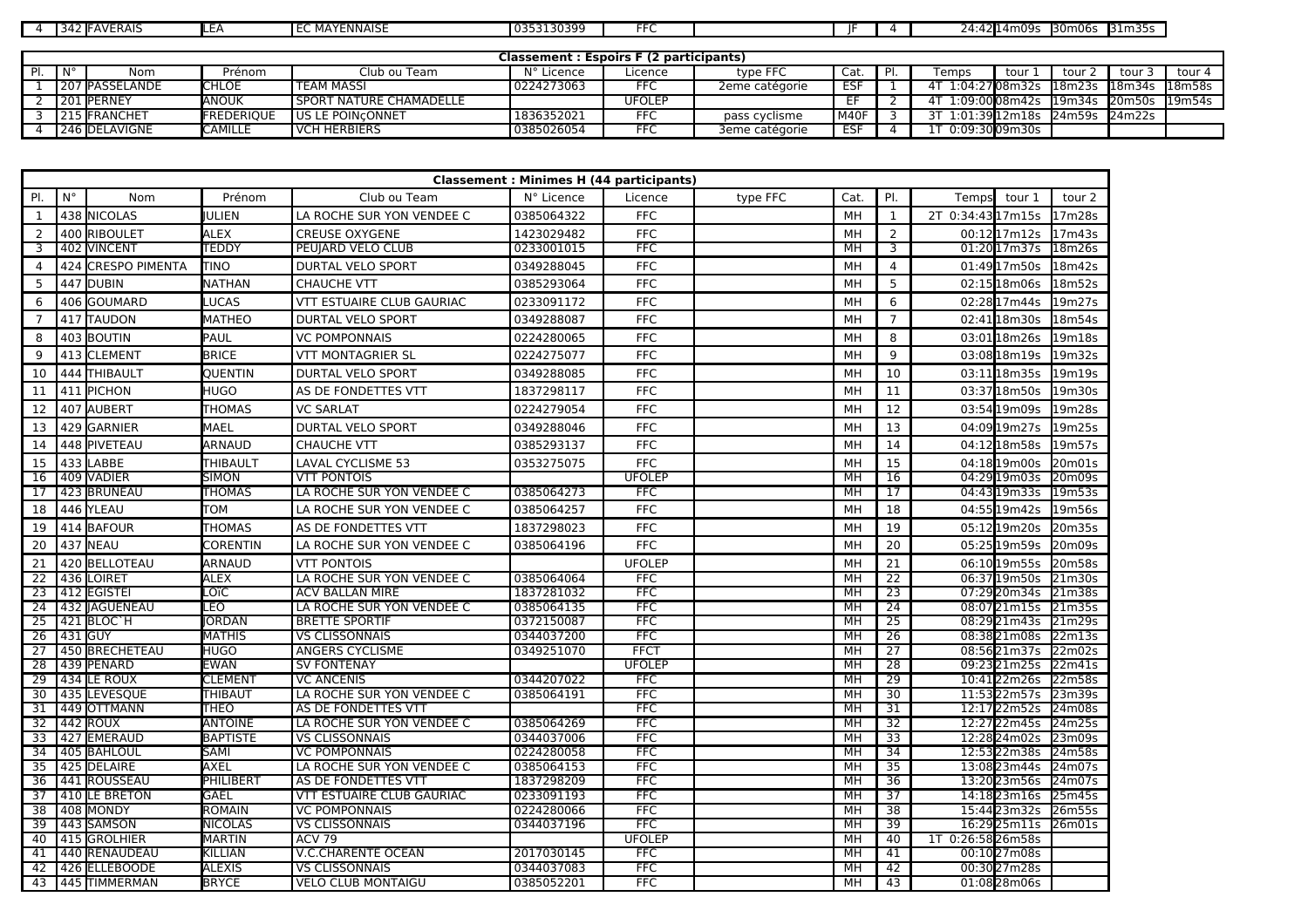| 4 | 342 | FAVERAIS | LEA | EC MAYENNAISE | 0353130399 | FFC | | JF | 4 | 24:42 | 14m09s | 30m06s | 31m35s |
|---|---|---|---|---|---|---|---|---|---|---|---|---|---|

| Classement : Espoirs F (2 participants) | | | | | | | | | | | | | | |
|---|---|---|---|---|---|---|---|---|---|---|---|---|---|---|
| Pl. | N° | Nom | Prénom | Club ou Team | N° Licence | Licence | type FFC | Cat. | Pl. | Temps | tour 1 | tour 2 | tour 3 | tour 4 |
| 1 | 207 | PASSELANDE | CHLOE | TEAM MASSI | 0224273063 | FFC | 2eme catégorie | ESF | 1 | 4T 1:04:27 | 08m32s | 18m23s | 18m34s | 18m58s |
| 2 | 201 | PERNEY | ANOUK | SPORT NATURE CHAMADELLE | | UFOLEP | | EF | 2 | 4T 1:09:00 | 08m42s | 19m34s | 20m50s | 19m54s |
| 3 | 215 | FRANCHET | FREDERIQUE | US LE POINçONNET | 1836352021 | FFC | pass cyclisme | M40F | 3 | 3T 1:01:39 | 12m18s | 24m59s | 24m22s | |
| 4 | 246 | DELAVIGNE | CAMILLE | VCH HERBIERS | 0385026054 | FFC | 3eme catégorie | ESF | 4 | 1T 0:09:30 | 09m30s | | | |

| Classement : Minimes H (44 participants) | | | | | | | | | | | | |
|---|---|---|---|---|---|---|---|---|---|---|---|---|
| Pl. | N° | Nom | Prénom | Club ou Team | N° Licence | Licence | type FFC | Cat. | Pl. | Temps | tour 1 | tour 2 |
| 1 | 438 | NICOLAS | JULIEN | LA ROCHE SUR YON VENDEE C | 0385064322 | FFC | | MH | 1 | 2T 0:34:43 | 17m15s | 17m28s |
| 2 | 400 | RIBOULET | ALEX | CREUSE OXYGENE | 1423029482 | FFC | | MH | 2 | 00:12 | 17m12s | 17m43s |
| 3 | 402 | VINCENT | TEDDY | PEUJARD VELO CLUB | 0233001015 | FFC | | MH | 3 | 01:20 | 17m37s | 18m26s |
| 4 | 424 | CRESPO PIMENTA | TINO | DURTAL VELO SPORT | 0349288045 | FFC | | MH | 4 | 01:49 | 17m50s | 18m42s |
| 5 | 447 | DUBIN | NATHAN | CHAUCHE VTT | 0385293064 | FFC | | MH | 5 | 02:15 | 18m06s | 18m52s |
| 6 | 406 | GOUMARD | LUCAS | VTT ESTUAIRE CLUB GAURIAC | 0233091172 | FFC | | MH | 6 | 02:28 | 17m44s | 19m27s |
| 7 | 417 | TAUDON | MATHEO | DURTAL VELO SPORT | 0349288087 | FFC | | MH | 7 | 02:41 | 18m30s | 18m54s |
| 8 | 403 | BOUTIN | PAUL | VC POMPONNAIS | 0224280065 | FFC | | MH | 8 | 03:01 | 18m26s | 19m18s |
| 9 | 413 | CLEMENT | BRICE | VTT MONTAGRIER SL | 0224275077 | FFC | | MH | 9 | 03:08 | 18m19s | 19m32s |
| 10 | 444 | THIBAULT | QUENTIN | DURTAL VELO SPORT | 0349288085 | FFC | | MH | 10 | 03:11 | 18m35s | 19m19s |
| 11 | 411 | PICHON | HUGO | AS DE FONDETTES VTT | 1837298117 | FFC | | MH | 11 | 03:37 | 18m50s | 19m30s |
| 12 | 407 | AUBERT | THOMAS | VC SARLAT | 0224279054 | FFC | | MH | 12 | 03:54 | 19m09s | 19m28s |
| 13 | 429 | GARNIER | MAEL | DURTAL VELO SPORT | 0349288046 | FFC | | MH | 13 | 04:09 | 19m27s | 19m25s |
| 14 | 448 | PIVETEAU | ARNAUD | CHAUCHE VTT | 0385293137 | FFC | | MH | 14 | 04:12 | 18m58s | 19m57s |
| 15 | 433 | LABBE | THIBAULT | LAVAL CYCLISME 53 | 0353275075 | FFC | | MH | 15 | 04:18 | 19m00s | 20m01s |
| 16 | 409 | VADIER | SIMON | VTT PONTOIS | | UFOLEP | | MH | 16 | 04:29 | 19m03s | 20m09s |
| 17 | 423 | BRUNEAU | THOMAS | LA ROCHE SUR YON VENDEE C | 0385064273 | FFC | | MH | 17 | 04:43 | 19m33s | 19m53s |
| 18 | 446 | YLEAU | TOM | LA ROCHE SUR YON VENDEE C | 0385064257 | FFC | | MH | 18 | 04:55 | 19m42s | 19m56s |
| 19 | 414 | BAFOUR | THOMAS | AS DE FONDETTES VTT | 1837298023 | FFC | | MH | 19 | 05:12 | 19m20s | 20m35s |
| 20 | 437 | NEAU | CORENTIN | LA ROCHE SUR YON VENDEE C | 0385064196 | FFC | | MH | 20 | 05:25 | 19m59s | 20m09s |
| 21 | 420 | BELLOTEAU | ARNAUD | VTT PONTOIS | | UFOLEP | | MH | 21 | 06:10 | 19m55s | 20m58s |
| 22 | 436 | LOIRET | ALEX | LA ROCHE SUR YON VENDEE C | 0385064064 | FFC | | MH | 22 | 06:37 | 19m50s | 21m30s |
| 23 | 412 | EGISTEI | LOïC | ACV BALLAN MIRE | 1837281032 | FFC | | MH | 23 | 07:29 | 20m34s | 21m38s |
| 24 | 432 | JAGUENEAU | LEO | LA ROCHE SUR YON VENDEE C | 0385064135 | FFC | | MH | 24 | 08:07 | 21m15s | 21m35s |
| 25 | 421 | BLOC`H | JORDAN | BRETTE SPORTIF | 0372150087 | FFC | | MH | 25 | 08:29 | 21m43s | 21m29s |
| 26 | 431 | GUY | MATHIS | VS CLISSONNAIS | 0344037200 | FFC | | MH | 26 | 08:38 | 21m08s | 22m13s |
| 27 | 450 | BRECHETEAU | HUGO | ANGERS CYCLISME | 0349251070 | FFCT | | MH | 27 | 08:56 | 21m37s | 22m02s |
| 28 | 439 | PENARD | EWAN | SV FONTENAY | | UFOLEP | | MH | 28 | 09:23 | 21m25s | 22m41s |
| 29 | 434 | LE ROUX | CLEMENT | VC ANCENIS | 0344207022 | FFC | | MH | 29 | 10:41 | 22m26s | 22m58s |
| 30 | 435 | LEVESQUE | THIBAUT | LA ROCHE SUR YON VENDEE C | 0385064191 | FFC | | MH | 30 | 11:53 | 22m57s | 23m39s |
| 31 | 449 | OTTMANN | THEO | AS DE FONDETTES VTT | | FFC | | MH | 31 | 12:17 | 22m52s | 24m08s |
| 32 | 442 | ROUX | ANTOINE | LA ROCHE SUR YON VENDEE C | 0385064269 | FFC | | MH | 32 | 12:27 | 22m45s | 24m25s |
| 33 | 427 | EMERAUD | BAPTISTE | VS CLISSONNAIS | 0344037006 | FFC | | MH | 33 | 12:28 | 24m02s | 23m09s |
| 34 | 405 | BAHLOUL | SAMI | VC POMPONNAIS | 0224280058 | FFC | | MH | 34 | 12:53 | 22m38s | 24m58s |
| 35 | 425 | DELAIRE | AXEL | LA ROCHE SUR YON VENDEE C | 0385064153 | FFC | | MH | 35 | 13:08 | 23m44s | 24m07s |
| 36 | 441 | ROUSSEAU | PHILIBERT | AS DE FONDETTES VTT | 1837298209 | FFC | | MH | 36 | 13:20 | 23m56s | 24m07s |
| 37 | 410 | LE BRETON | GAEL | VTT ESTUAIRE CLUB GAURIAC | 0233091193 | FFC | | MH | 37 | 14:18 | 23m16s | 25m45s |
| 38 | 408 | MONDY | ROMAIN | VC POMPONNAIS | 0224280066 | FFC | | MH | 38 | 15:44 | 23m32s | 26m55s |
| 39 | 443 | SAMSON | NICOLAS | VS CLISSONNAIS | 0344037196 | FFC | | MH | 39 | 16:29 | 25m11s | 26m01s |
| 40 | 415 | GROLHIER | MARTIN | ACV 79 | | UFOLEP | | MH | 40 | 1T 0:26:58 | 26m58s | |
| 41 | 440 | RENAUDEAU | KILLIAN | V.C.CHARENTE OCEAN | 2017030145 | FFC | | MH | 41 | 00:10 | 27m08s | |
| 42 | 426 | ELLEBOODE | ALEXIS | VS CLISSONNAIS | 0344037083 | FFC | | MH | 42 | 00:30 | 27m28s | |
| 43 | 445 | TIMMERMAN | BRYCE | VELO CLUB MONTAIGU | 0385052201 | FFC | | MH | 43 | 01:08 | 28m06s | |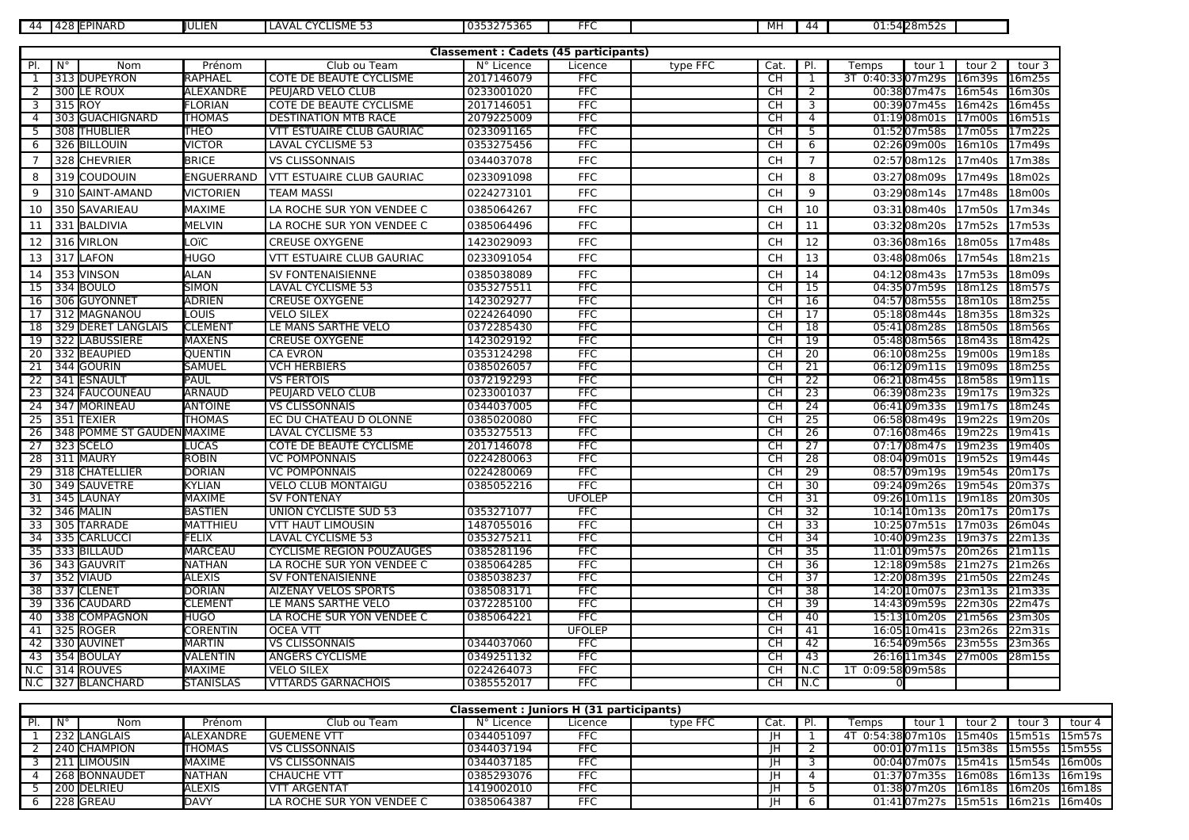| 44 | 428 | EPINARD | JULIEN | LAVAL CYCLISME 53 | 0353275365 | FFC | | MH | 44 | 01:54 | 28m52s | |
|---|---|---|---|---|---|---|---|---|---|---|---|---|

**Classement : Cadets (45 participants)**

| Pl. | N° | Nom | Prénom | Club ou Team | N° Licence | Licence | type FFC | Cat. | Pl. | Temps | tour 1 | tour 2 | tour 3 |
|---|---|---|---|---|---|---|---|---|---|---|---|---|---|
| 1 | 313 | DUPEYRON | RAPHAEL | COTE DE BEAUTE CYCLISME | 2017146079 | FFC | | CH | 1 | 3T 0:40:33 | 07m29s | 16m39s | 16m25s |
| 2 | 300 | LE ROUX | ALEXANDRE | PEUJARD VELO CLUB | 0233001020 | FFC | | CH | 2 | 00:38 | 07m47s | 16m54s | 16m30s |
| 3 | 315 | ROY | FLORIAN | COTE DE BEAUTE CYCLISME | 2017146051 | FFC | | CH | 3 | 00:39 | 07m45s | 16m42s | 16m45s |
| 4 | 303 | GUACHIGNARD | THOMAS | DESTINATION MTB RACE | 2079225009 | FFC | | CH | 4 | 01:19 | 08m01s | 17m00s | 16m51s |
| 5 | 308 | THUBLIER | THEO | VTT ESTUAIRE CLUB GAURIAC | 0233091165 | FFC | | CH | 5 | 01:52 | 07m58s | 17m05s | 17m22s |
| 6 | 326 | BILLOUIN | VICTOR | LAVAL CYCLISME 53 | 0353275456 | FFC | | CH | 6 | 02:26 | 09m00s | 16m10s | 17m49s |
| 7 | 328 | CHEVRIER | BRICE | VS CLISSONNAIS | 0344037078 | FFC | | CH | 7 | 02:57 | 08m12s | 17m40s | 17m38s |
| 8 | 319 | COUDOUIN | ENGUERRAND | VTT ESTUAIRE CLUB GAURIAC | 0233091098 | FFC | | CH | 8 | 03:27 | 08m09s | 17m49s | 18m02s |
| 9 | 310 | SAINT-AMAND | VICTORIEN | TEAM MASSI | 0224273101 | FFC | | CH | 9 | 03:29 | 08m14s | 17m48s | 18m00s |
| 10 | 350 | SAVARIEAU | MAXIME | LA ROCHE SUR YON VENDEE C | 0385064267 | FFC | | CH | 10 | 03:31 | 08m40s | 17m50s | 17m34s |
| 11 | 331 | BALDIVIA | MELVIN | LA ROCHE SUR YON VENDEE C | 0385064496 | FFC | | CH | 11 | 03:32 | 08m20s | 17m52s | 17m53s |
| 12 | 316 | VIRLON | LOÏC | CREUSE OXYGENE | 1423029093 | FFC | | CH | 12 | 03:36 | 08m16s | 18m05s | 17m48s |
| 13 | 317 | LAFON | HUGO | VTT ESTUAIRE CLUB GAURIAC | 0233091054 | FFC | | CH | 13 | 03:48 | 08m06s | 17m54s | 18m21s |
| 14 | 353 | VINSON | ALAN | SV FONTENAISIENNE | 0385038089 | FFC | | CH | 14 | 04:12 | 08m43s | 17m53s | 18m09s |
| 15 | 334 | BOULO | SIMON | LAVAL CYCLISME 53 | 0353275511 | FFC | | CH | 15 | 04:35 | 07m59s | 18m12s | 18m57s |
| 16 | 306 | GUYONNET | ADRIEN | CREUSE OXYGENE | 1423029277 | FFC | | CH | 16 | 04:57 | 08m55s | 18m10s | 18m25s |
| 17 | 312 | MAGNANOU | LOUIS | VELO SILEX | 0224264090 | FFC | | CH | 17 | 05:18 | 08m44s | 18m35s | 18m32s |
| 18 | 329 | DERET LANGLAIS | CLEMENT | LE MANS SARTHE VELO | 0372285430 | FFC | | CH | 18 | 05:41 | 08m28s | 18m50s | 18m56s |
| 19 | 322 | LABUSSIERE | MAXENS | CREUSE OXYGENE | 1423029192 | FFC | | CH | 19 | 05:48 | 08m56s | 18m43s | 18m42s |
| 20 | 332 | BEAUPIED | QUENTIN | CA EVRON | 0353124298 | FFC | | CH | 20 | 06:10 | 08m25s | 19m00s | 19m18s |
| 21 | 344 | GOURIN | SAMUEL | VCH HERBIERS | 0385026057 | FFC | | CH | 21 | 06:12 | 09m11s | 19m09s | 18m25s |
| 22 | 341 | ESNAULT | PAUL | VS FERTOIS | 0372192293 | FFC | | CH | 22 | 06:21 | 08m45s | 18m58s | 19m11s |
| 23 | 324 | FAUCOUNEAU | ARNAUD | PEUJARD VELO CLUB | 0233001037 | FFC | | CH | 23 | 06:39 | 08m23s | 19m17s | 19m32s |
| 24 | 347 | MORINEAU | ANTOINE | VS CLISSONNAIS | 0344037005 | FFC | | CH | 24 | 06:41 | 09m33s | 19m17s | 18m24s |
| 25 | 351 | TEXIER | THOMAS | EC DU CHATEAU D OLONNE | 0385020080 | FFC | | CH | 25 | 06:58 | 08m49s | 19m22s | 19m20s |
| 26 | 348 | POMME ST GAUDEN | MAXIME | LAVAL CYCLISME 53 | 0353275513 | FFC | | CH | 26 | 07:16 | 08m46s | 19m22s | 19m41s |
| 27 | 323 | SCELO | LUCAS | COTE DE BEAUTE CYCLISME | 2017146078 | FFC | | CH | 27 | 07:17 | 08m47s | 19m23s | 19m40s |
| 28 | 311 | MAURY | ROBIN | VC POMPONNAIS | 0224280063 | FFC | | CH | 28 | 08:04 | 09m01s | 19m52s | 19m44s |
| 29 | 318 | CHATELLIER | DORIAN | VC POMPONNAIS | 0224280069 | FFC | | CH | 29 | 08:57 | 09m19s | 19m54s | 20m17s |
| 30 | 349 | SAUVETRE | KYLIAN | VELO CLUB MONTAIGU | 0385052216 | FFC | | CH | 30 | 09:24 | 09m26s | 19m54s | 20m37s |
| 31 | 345 | LAUNAY | MAXIME | SV FONTENAY | | UFOLEP | | CH | 31 | 09:26 | 10m11s | 19m18s | 20m30s |
| 32 | 346 | MALIN | BASTIEN | UNION CYCLISTE SUD 53 | 0353271077 | FFC | | CH | 32 | 10:14 | 10m13s | 20m17s | 20m17s |
| 33 | 305 | TARRADE | MATTHIEU | VTT HAUT LIMOUSIN | 1487055016 | FFC | | CH | 33 | 10:25 | 07m51s | 17m03s | 26m04s |
| 34 | 335 | CARLUCCI | FELIX | LAVAL CYCLISME 53 | 0353275211 | FFC | | CH | 34 | 10:40 | 09m23s | 19m37s | 22m13s |
| 35 | 333 | BILLAUD | MARCEAU | CYCLISME REGION POUZAUGES | 0385281196 | FFC | | CH | 35 | 11:01 | 09m57s | 20m26s | 21m11s |
| 36 | 343 | GAUVRIT | NATHAN | LA ROCHE SUR YON VENDEE C | 0385064285 | FFC | | CH | 36 | 12:18 | 09m58s | 21m27s | 21m26s |
| 37 | 352 | VIAUD | ALEXIS | SV FONTENAISIENNE | 0385038237 | FFC | | CH | 37 | 12:20 | 08m39s | 21m50s | 22m24s |
| 38 | 337 | CLENET | DORIAN | AIZENAY VELOS SPORTS | 0385083171 | FFC | | CH | 38 | 14:20 | 10m07s | 23m13s | 21m33s |
| 39 | 336 | CAUDARD | CLEMENT | LE MANS SARTHE VELO | 0372285100 | FFC | | CH | 39 | 14:43 | 09m59s | 22m30s | 22m47s |
| 40 | 338 | COMPAGNON | HUGO | LA ROCHE SUR YON VENDEE C | 0385064221 | FFC | | CH | 40 | 15:13 | 10m20s | 21m56s | 23m30s |
| 41 | 325 | ROGER | CORENTIN | OCEA VTT | | UFOLEP | | CH | 41 | 16:05 | 10m41s | 23m26s | 22m31s |
| 42 | 330 | AUVINET | MARTIN | VS CLISSONNAIS | 0344037060 | FFC | | CH | 42 | 16:54 | 09m56s | 23m55s | 23m36s |
| 43 | 354 | BOULAY | VALENTIN | ANGERS CYCLISME | 0349251132 | FFC | | CH | 43 | 26:16 | 11m34s | 27m00s | 28m15s |
| N.C | 314 | ROUVES | MAXIME | VELO SILEX | 0224264073 | FFC | | CH | N.C | 1T 0:09:58 | 09m58s | | |
| N.C | 327 | BLANCHARD | STANISLAS | VTTARDS GARNACHOIS | 0385552017 | FFC | | CH | N.C | 0 | | | |

**Classement : Juniors H (31 participants)**

| Pl. | N° | Nom | Prénom | Club ou Team | N° Licence | Licence | type FFC | Cat. | Pl. | Temps | tour 1 | tour 2 | tour 3 | tour 4 |
|---|---|---|---|---|---|---|---|---|---|---|---|---|---|---|
| 1 | 232 | LANGLAIS | ALEXANDRE | GUEMENE VTT | 0344051097 | FFC | | JH | 1 | 4T 0:54:38 | 07m10s | 15m40s | 15m51s | 15m57s |
| 2 | 240 | CHAMPION | THOMAS | VS CLISSONNAIS | 0344037194 | FFC | | JH | 2 | 00:01 | 07m11s | 15m38s | 15m55s | 15m55s |
| 3 | 211 | LIMOUSIN | MAXIME | VS CLISSONNAIS | 0344037185 | FFC | | JH | 3 | 00:04 | 07m07s | 15m41s | 15m54s | 16m00s |
| 4 | 268 | BONNAUDET | NATHAN | CHAUCHE VTT | 0385293076 | FFC | | JH | 4 | 01:37 | 07m35s | 16m08s | 16m13s | 16m19s |
| 5 | 200 | DELRIEU | ALEXIS | VTT ARGENTAT | 1419002010 | FFC | | JH | 5 | 01:38 | 07m20s | 16m18s | 16m20s | 16m18s |
| 6 | 228 | GREAU | DAVY | LA ROCHE SUR YON VENDEE C | 0385064387 | FFC | | JH | 6 | 01:41 | 07m27s | 15m51s | 16m21s | 16m40s |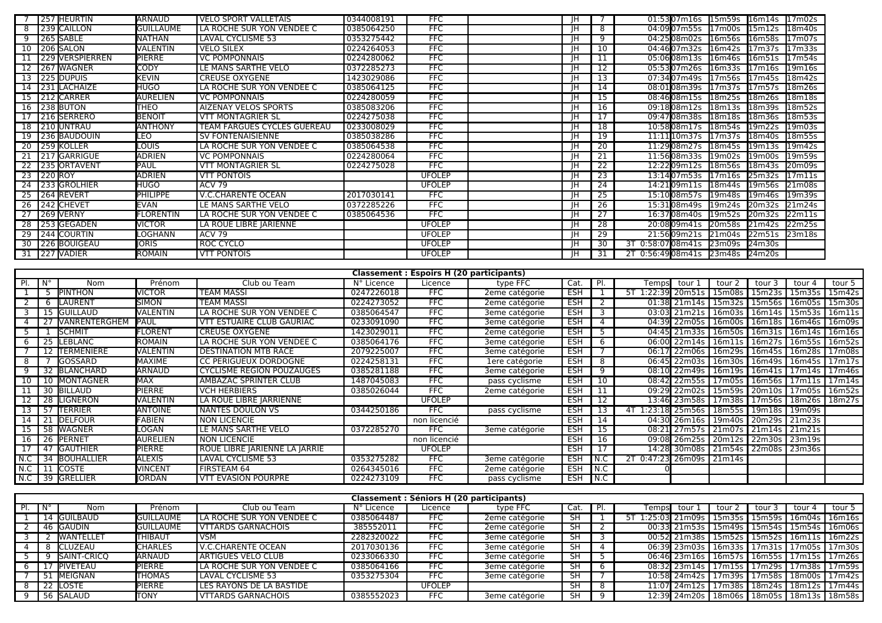| 7 | 257 | HEURTIN | ARNAUD | VELO SPORT VALLETAIS | 0344008191 | FFC | | JH | 7 | 01:53 | 07m16s | 15m59s | 16m14s | 17m02s |
|---|---|---|---|---|---|---|---|---|---|---|---|---|---|---|
| 8 | 239 | CAILLON | GUILLAUME | LA ROCHE SUR YON VENDEE C | 0385064250 | FFC | | JH | 8 | 04:09 | 07m55s | 17m00s | 15m12s | 18m40s |
| 9 | 265 | SABLE | NATHAN | LAVAL CYCLISME 53 | 0353275442 | FFC | | JH | 9 | 04:25 | 08m02s | 16m56s | 16m58s | 17m07s |
| 10 | 206 | SALON | VALENTIN | VELO SILEX | 0224264053 | FFC | | JH | 10 | 04:46 | 07m32s | 16m42s | 17m37s | 17m33s |
| 11 | 229 | VERSPIERREN | PIERRE | VC POMPONNAIS | 0224280062 | FFC | | JH | 11 | 05:06 | 08m13s | 16m46s | 16m51s | 17m54s |
| 12 | 267 | WAGNER | CODY | LE MANS SARTHE VELO | 0372285273 | FFC | | JH | 12 | 05:53 | 07m26s | 16m33s | 17m16s | 19m16s |
| 13 | 225 | DUPUIS | KEVIN | CREUSE OXYGENE | 1423029086 | FFC | | JH | 13 | 07:34 | 07m49s | 17m56s | 17m45s | 18m42s |
| 14 | 231 | LACHAIZE | HUGO | LA ROCHE SUR YON VENDEE C | 0385064125 | FFC | | JH | 14 | 08:01 | 08m39s | 17m37s | 17m57s | 18m26s |
| 15 | 212 | CARRER | AURELIEN | VC POMPONNAIS | 0224280059 | FFC | | JH | 15 | 08:46 | 08m15s | 18m25s | 18m26s | 18m18s |
| 16 | 238 | BUTON | THEO | AIZENAY VELOS SPORTS | 0385083206 | FFC | | JH | 16 | 09:18 | 08m12s | 18m13s | 18m39s | 18m52s |
| 17 | 216 | SERRERO | BENOIT | VTT MONTAGRIER SL | 0224275038 | FFC | | JH | 17 | 09:47 | 08m38s | 18m18s | 18m36s | 18m53s |
| 18 | 210 | UNTRAU | ANTHONY | TEAM FARGUES CYCLES GUEREAU | 0233008029 | FFC | | JH | 18 | 10:58 | 08m17s | 18m54s | 19m22s | 19m03s |
| 19 | 236 | BAUDOUIN | LEO | SV FONTENAISIENNE | 0385038286 | FFC | | JH | 19 | 11:11 | 10m37s | 17m37s | 18m40s | 18m55s |
| 20 | 259 | KOLLER | LOUIS | LA ROCHE SUR YON VENDEE C | 0385064538 | FFC | | JH | 20 | 11:29 | 08m27s | 18m45s | 19m13s | 19m42s |
| 21 | 217 | GARRIGUE | ADRIEN | VC POMPONNAIS | 0224280064 | FFC | | JH | 21 | 11:56 | 08m33s | 19m02s | 19m00s | 19m59s |
| 22 | 235 | ORTAVENT | PAUL | VTT MONTAGRIER SL | 0224275028 | FFC | | JH | 22 | 12:22 | 09m12s | 18m56s | 18m43s | 20m09s |
| 23 | 220 | ROY | ADRIEN | VTT PONTOIS | | UFOLEP | | JH | 23 | 13:14 | 07m53s | 17m16s | 25m32s | 17m11s |
| 24 | 233 | GROLHIER | HUGO | ACV 79 | | UFOLEP | | JH | 24 | 14:21 | 09m11s | 18m44s | 19m56s | 21m08s |
| 25 | 264 | REVERT | PHILIPPE | V.C.CHARENTE OCEAN | 2017030141 | FFC | | JH | 25 | 15:10 | 08m57s | 19m48s | 19m46s | 19m39s |
| 26 | 242 | CHEVET | EVAN | LE MANS SARTHE VELO | 0372285226 | FFC | | JH | 26 | 15:31 | 08m49s | 19m24s | 20m32s | 21m24s |
| 27 | 269 | VERNY | FLORENTIN | LA ROCHE SUR YON VENDEE C | 0385064536 | FFC | | JH | 27 | 16:37 | 08m40s | 19m52s | 20m32s | 22m11s |
| 28 | 253 | GEGADEN | VICTOR | LA ROUE LIBRE JARIENNE | | UFOLEP | | JH | 28 | 20:08 | 09m41s | 20m58s | 21m42s | 22m25s |
| 29 | 244 | COURTIN | LOGHANN | ACV 79 | | UFOLEP | | JH | 29 | 21:56 | 09m21s | 21m04s | 22m51s | 23m18s |
| 30 | 226 | BOUIGEAU | JORIS | ROC CYCLO | | UFOLEP | | JH | 30 | 3T 0:58:07 | 08m41s | 23m09s | 24m30s | |
| 31 | 227 | VADIER | ROMAIN | VTT PONTOIS | | UFOLEP | | JH | 31 | 2T 0:56:49 | 08m41s | 23m48s | 24m20s | |

**Classement : Espoirs H (20 participants)**

| Pl. | N° | Nom | Prénom | Club ou Team | N° Licence | Licence | type FFC | Cat. | Pl. | Temps | tour 1 | tour 2 | tour 3 | tour 4 | tour 5 |
|---|---|---|---|---|---|---|---|---|---|---|---|---|---|---|---|
| 1 | 5 | PINTHON | VICTOR | TEAM MASSI | 0247226018 | FFC | 2eme catégorie | ESH | 1 | 5T 1:22:39 | 20m51s | 15m08s | 15m23s | 15m35s | 15m42s |
| 2 | 6 | LAURENT | SIMON | TEAM MASSI | 0224273052 | FFC | 2eme catégorie | ESH | 2 | 01:38 | 21m14s | 15m32s | 15m56s | 16m05s | 15m30s |
| 3 | 15 | GUILLAUD | VALENTIN | LA ROCHE SUR YON VENDEE C | 0385064547 | FFC | 3eme catégorie | ESH | 3 | 03:03 | 21m21s | 16m03s | 16m14s | 15m53s | 16m11s |
| 4 | 27 | VANRENTERGHEM | PAUL | VTT ESTUAIRE CLUB GAURIAC | 0233091090 | FFC | 3eme catégorie | ESH | 4 | 04:39 | 22m05s | 16m00s | 16m18s | 16m46s | 16m09s |
| 5 | 1 | SCHMIT | FLORENT | CREUSE OXYGENE | 1423029011 | FFC | 2eme catégorie | ESH | 5 | 04:45 | 21m33s | 16m50s | 16m31s | 16m14s | 16m16s |
| 6 | 25 | LEBLANC | ROMAIN | LA ROCHE SUR YON VENDEE C | 0385064176 | FFC | 3eme catégorie | ESH | 6 | 06:00 | 22m14s | 16m11s | 16m27s | 16m55s | 16m52s |
| 7 | 12 | TERMENIERE | VALENTIN | DESTINATION MTB RACE | 2079225007 | FFC | 3eme catégorie | ESH | 7 | 06:17 | 22m06s | 16m29s | 16m45s | 16m28s | 17m08s |
| 8 | 7 | GOSSARD | MAXIME | CC PERIGUEUX DORDOGNE | 0224258131 | FFC | 1ere catégorie | ESH | 8 | 06:45 | 22m03s | 16m30s | 16m49s | 16m45s | 17m17s |
| 9 | 32 | BLANCHARD | ARNAUD | CYCLISME REGION POUZAUGES | 0385281188 | FFC | 3eme catégorie | ESH | 9 | 08:10 | 22m49s | 16m19s | 16m41s | 17m14s | 17m46s |
| 10 | 10 | MONTAGNER | MAX | AMBAZAC SPRINTER CLUB | 1487045083 | FFC | pass cyclisme | ESH | 10 | 08:42 | 22m55s | 17m05s | 16m56s | 17m11s | 17m14s |
| 11 | 30 | BILLAUD | PIERRE | VCH HERBIERS | 0385026044 | FFC | 2eme catégorie | ESH | 11 | 09:29 | 22m02s | 15m59s | 20m10s | 17m05s | 16m52s |
| 12 | 28 | LIGNERON | VALENTIN | LA ROUE LIBRE JARIENNE | | UFOLEP | | ESH | 12 | 13:46 | 23m58s | 17m38s | 17m56s | 18m26s | 18m27s |
| 13 | 57 | TERRIER | ANTOINE | NANTES DOULON VS | 0344250186 | FFC | pass cyclisme | ESH | 13 | 4T 1:23:18 | 25m56s | 18m55s | 19m18s | 19m09s | |
| 14 | 21 | DELFOUR | FABIEN | NON LICENCIE | | non licencié | | ESH | 14 | 04:30 | 26m16s | 19m40s | 20m29s | 21m23s | |
| 15 | 58 | WAGNER | LOGAN | LE MANS SARTHE VELO | 0372285270 | FFC | 3eme catégorie | ESH | 15 | 08:21 | 27m57s | 21m07s | 21m14s | 21m21s | |
| 16 | 26 | PERNET | AURELIEN | NON LICENCIE | | non licencié | | ESH | 16 | 09:08 | 26m25s | 20m12s | 22m30s | 23m19s | |
| 17 | 47 | GAUTHIER | PIERRE | ROUE LIBRE JARIENNE LA JARRIE | | UFOLEP | | ESH | 17 | 14:28 | 30m08s | 21m54s | 22m08s | 23m36s | |
| N.C | 34 | BOUHALLIER | ALEXIS | LAVAL CYCLISME 53 | 0353275282 | FFC | 3eme catégorie | ESH | N.C | 2T 0:47:23 | 26m09s | 21m14s | | | |
| N.C | 11 | COSTE | VINCENT | FIRSTEAM 64 | 0264345016 | FFC | 2eme catégorie | ESH | N.C | 0 | | | | | |
| N.C | 39 | GRELLIER | JORDAN | VTT EVASION POURPRE | 0224273109 | FFC | pass cyclisme | ESH | N.C | | | | | | |

**Classement : Séniors H (20 participants)**

| Pl. | N° | Nom | Prénom | Club ou Team | N° Licence | Licence | type FFC | Cat. | Pl. | Temps | tour 1 | tour 2 | tour 3 | tour 4 | tour 5 |
|---|---|---|---|---|---|---|---|---|---|---|---|---|---|---|---|
| 1 | 14 | GUILBAUD | GUILLAUME | LA ROCHE SUR YON VENDEE C | 0385064487 | FFC | 2eme catégorie | SH | 1 | 5T 1:25:03 | 21m09s | 15m35s | 15m59s | 16m04s | 16m16s |
| 2 | 46 | GAUDIN | GUILLAUME | VTTARDS GARNACHOIS | 385552011 | FFC | 2eme catégorie | SH | 2 | 00:33 | 21m53s | 15m49s | 15m54s | 15m54s | 16m06s |
| 3 | 2 | WANTELLET | THIBAUT | VSM | 2282320022 | FFC | 3eme catégorie | SH | 3 | 00:52 | 21m38s | 15m52s | 15m52s | 16m11s | 16m22s |
| 4 | 8 | CLUZEAU | CHARLES | V.C.CHARENTE OCEAN | 2017030136 | FFC | 3eme catégorie | SH | 4 | 06:39 | 23m03s | 16m33s | 17m31s | 17m05s | 17m30s |
| 5 | 9 | SAINT-CRICQ | ARNAUD | ARTIGUES VELO CLUB | 0233066330 | FFC | 3eme catégorie | SH | 5 | 06:46 | 23m16s | 16m57s | 16m55s | 17m15s | 17m26s |
| 6 | 17 | PIVETEAU | PIERRE | LA ROCHE SUR YON VENDEE C | 0385064166 | FFC | 3eme catégorie | SH | 6 | 08:32 | 23m14s | 17m15s | 17m29s | 17m38s | 17m59s |
| 7 | 51 | MEIGNAN | THOMAS | LAVAL CYCLISME 53 | 0353275304 | FFC | 3eme catégorie | SH | 7 | 10:58 | 24m42s | 17m39s | 17m58s | 18m00s | 17m42s |
| 8 | 22 | LOSTE | PIERRE | LES RAYONS DE LA BASTIDE | | UFOLEP | | SH | 8 | 11:07 | 24m12s | 17m38s | 18m24s | 18m12s | 17m44s |
| 9 | 56 | SALAUD | TONY | VTTARDS GARNACHOIS | 0385552023 | FFC | 3eme catégorie | SH | 9 | 12:39 | 24m20s | 18m06s | 18m05s | 18m13s | 18m58s |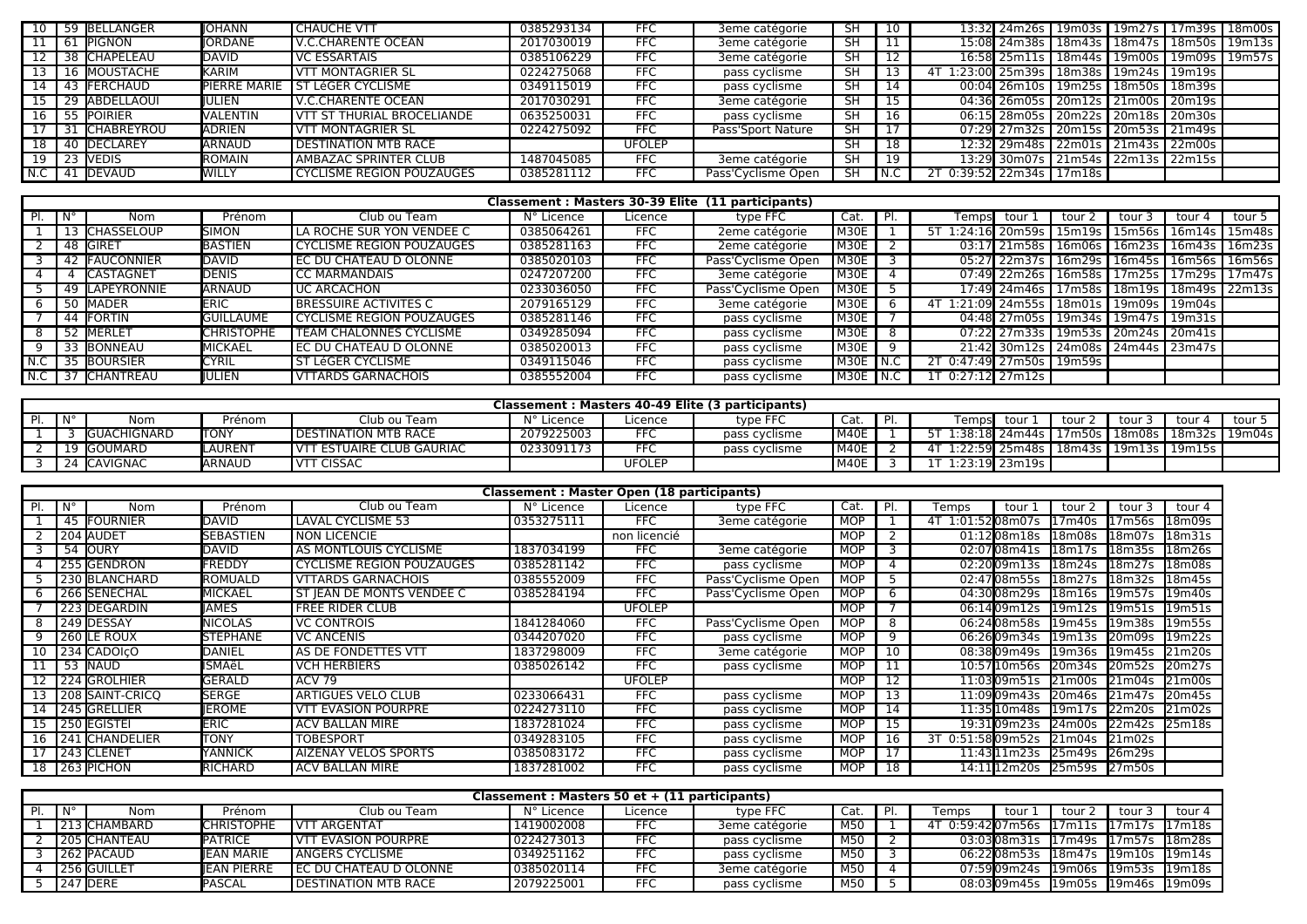| Pl. | N° | Nom | Prénom | Club ou Team | N° Licence | Licence | type FFC | Cat. | Pl. | Temps | tour 1 | tour 2 | tour 3 | tour 4 | tour 5 |
|---|---|---|---|---|---|---|---|---|---|---|---|---|---|---|---|
| 10 | 59 | BELLANGER | JOHANN | CHAUCHE VTT | 0385293134 | FFC | 3eme catégorie | SH | 10 | 13:32 | 24m26s | 19m03s | 19m27s | 17m39s | 18m00s |
| 11 | 61 | PIGNON | JORDANE | V.C.CHARENTE OCEAN | 2017030019 | FFC | 3eme catégorie | SH | 11 | 15:08 | 24m38s | 18m43s | 18m47s | 18m50s | 19m13s |
| 12 | 38 | CHAPELEAU | DAVID | VC ESSARTAIS | 0385106229 | FFC | 3eme catégorie | SH | 12 | 16:58 | 25m11s | 18m44s | 19m00s | 19m09s | 19m57s |
| 13 | 16 | MOUSTACHE | KARIM | VTT MONTAGRIER SL | 0224275068 | FFC | pass cyclisme | SH | 13 | 4T 1:23:00 | 25m39s | 18m38s | 19m24s | 19m19s | |
| 14 | 43 | FERCHAUD | PIERRE MARIE | ST LéGER CYCLISME | 0349115019 | FFC | pass cyclisme | SH | 14 | 00:04 | 26m10s | 19m25s | 18m50s | 18m39s | |
| 15 | 29 | ABDELLAOUI | JULIEN | V.C.CHARENTE OCEAN | 2017030291 | FFC | 3eme catégorie | SH | 15 | 04:36 | 26m05s | 20m12s | 21m00s | 20m19s | |
| 16 | 55 | POIRIER | VALENTIN | VTT ST THURIAL BROCELIANDE | 0635250031 | FFC | pass cyclisme | SH | 16 | 06:15 | 28m05s | 20m22s | 20m18s | 20m30s | |
| 17 | 31 | CHABREYROU | ADRIEN | VTT MONTAGRIER SL | 0224275092 | FFC | Pass'Sport Nature | SH | 17 | 07:29 | 27m32s | 20m15s | 20m53s | 21m49s | |
| 18 | 40 | DECLAREY | ARNAUD | DESTINATION MTB RACE | | UFOLEP | | SH | 18 | 12:32 | 29m48s | 22m01s | 21m43s | 22m00s | |
| 19 | 23 | VEDIS | ROMAIN | AMBAZAC SPRINTER CLUB | 1487045085 | FFC | 3eme catégorie | SH | 19 | 13:29 | 30m07s | 21m54s | 22m13s | 22m15s | |
| N.C | 41 | DEVAUD | WILLY | CYCLISME REGION POUZAUGES | 0385281112 | FFC | Pass'Cyclisme Open | SH | N.C | 2T 0:39:52 | 22m34s | 17m18s | | | |

**Classement : Masters 30-39 Elite (11 participants)**

| Pl. | N° | Nom | Prénom | Club ou Team | N° Licence | Licence | type FFC | Cat. | Pl. | Temps | tour 1 | tour 2 | tour 3 | tour 4 | tour 5 |
|---|---|---|---|---|---|---|---|---|---|---|---|---|---|---|---|
| 1 | 13 | CHASSELOUP | SIMON | LA ROCHE SUR YON VENDEE C | 0385064261 | FFC | 2eme catégorie | M30E | 1 | 5T 1:24:16 | 20m59s | 15m19s | 15m56s | 16m14s | 15m48s |
| 2 | 48 | GIRET | BASTIEN | CYCLISME REGION POUZAUGES | 0385281163 | FFC | 2eme catégorie | M30E | 2 | 03:17 | 21m58s | 16m06s | 16m23s | 16m43s | 16m23s |
| 3 | 42 | FAUCONNIER | DAVID | EC DU CHATEAU D OLONNE | 0385020103 | FFC | Pass'Cyclisme Open | M30E | 3 | 05:27 | 22m37s | 16m29s | 16m45s | 16m56s | 16m56s |
| 4 | 4 | CASTAGNET | DENIS | CC MARMANDAIS | 0247207200 | FFC | 3eme catégorie | M30E | 4 | 07:49 | 22m26s | 16m58s | 17m25s | 17m29s | 17m47s |
| 5 | 49 | LAPEYRONNIE | ARNAUD | UC ARCACHON | 0233036050 | FFC | Pass'Cyclisme Open | M30E | 5 | 17:49 | 24m46s | 17m58s | 18m19s | 18m49s | 22m13s |
| 6 | 50 | MADER | ERIC | BRESSUIRE ACTIVITES C | 2079165129 | FFC | 3eme catégorie | M30E | 6 | 4T 1:21:09 | 24m55s | 18m01s | 19m09s | 19m04s | |
| 7 | 44 | FORTIN | GUILLAUME | CYCLISME REGION POUZAUGES | 0385281146 | FFC | pass cyclisme | M30E | 7 | 04:48 | 27m05s | 19m34s | 19m47s | 19m31s | |
| 8 | 52 | MERLET | CHRISTOPHE | TEAM CHALONNES CYCLISME | 0349285094 | FFC | pass cyclisme | M30E | 8 | 07:22 | 27m33s | 19m53s | 20m24s | 20m41s | |
| 9 | 33 | BONNEAU | MICKAEL | EC DU CHATEAU D OLONNE | 0385020013 | FFC | pass cyclisme | M30E | 9 | 21:42 | 30m12s | 24m08s | 24m44s | 23m47s | |
| N.C | 35 | BOURSIER | CYRIL | ST LéGER CYCLISME | 0349115046 | FFC | pass cyclisme | M30E | N.C | 2T 0:47:49 | 27m50s | 19m59s | | | |
| N.C | 37 | CHANTREAU | JULIEN | VTTARDS GARNACHOIS | 0385552004 | FFC | pass cyclisme | M30E | N.C | 1T 0:27:12 | 27m12s | | | | |

**Classement : Masters 40-49 Elite (3 participants)**

| Pl. | N° | Nom | Prénom | Club ou Team | N° Licence | Licence | type FFC | Cat. | Pl. | Temps | tour 1 | tour 2 | tour 3 | tour 4 | tour 5 |
|---|---|---|---|---|---|---|---|---|---|---|---|---|---|---|---|
| 1 | 3 | GUACHIGNARD | TONY | DESTINATION MTB RACE | 2079225003 | FFC | pass cyclisme | M40E | 1 | 5T 1:38:18 | 24m44s | 17m50s | 18m08s | 18m32s | 19m04s |
| 2 | 19 | GOUMARD | LAURENT | VTT ESTUAIRE CLUB GAURIAC | 0233091173 | FFC | pass cyclisme | M40E | 2 | 4T 1:22:59 | 25m48s | 18m43s | 19m13s | 19m15s | |
| 3 | 24 | CAVIGNAC | ARNAUD | VTT CISSAC | | UFOLEP | | M40E | 3 | 1T 1:23:19 | 23m19s | | | | |

**Classement : Master Open (18 participants)**

| Pl. | N° | Nom | Prénom | Club ou Team | N° Licence | Licence | type FFC | Cat. | Pl. | Temps | tour 1 | tour 2 | tour 3 | tour 4 |
|---|---|---|---|---|---|---|---|---|---|---|---|---|---|---|
| 1 | 45 | FOURNIER | DAVID | LAVAL CYCLISME 53 | 0353275111 | FFC | 3eme catégorie | MOP | 1 | 4T 1:01:52 | 08m07s | 17m40s | 17m56s | 18m09s |
| 2 | 204 | AUDET | SEBASTIEN | NON LICENCIE | | non licencié | | MOP | 2 | 01:12 | 08m18s | 18m08s | 18m07s | 18m31s |
| 3 | 54 | OURY | DAVID | AS MONTLOUIS CYCLISME | 1837034199 | FFC | 3eme catégorie | MOP | 3 | 02:07 | 08m41s | 18m17s | 18m35s | 18m26s |
| 4 | 255 | GENDRON | FREDDY | CYCLISME REGION POUZAUGES | 0385281142 | FFC | pass cyclisme | MOP | 4 | 02:20 | 09m13s | 18m24s | 18m27s | 18m08s |
| 5 | 230 | BLANCHARD | ROMUALD | VTTARDS GARNACHOIS | 0385552009 | FFC | Pass'Cyclisme Open | MOP | 5 | 02:47 | 08m55s | 18m27s | 18m32s | 18m45s |
| 6 | 266 | SENECHAL | MICKAEL | ST JEAN DE MONTS VENDEE C | 0385284194 | FFC | Pass'Cyclisme Open | MOP | 6 | 04:30 | 08m29s | 18m16s | 19m57s | 19m40s |
| 7 | 223 | DEGARDIN | JAMES | FREE RIDER CLUB | | UFOLEP | | MOP | 7 | 06:14 | 09m12s | 19m12s | 19m51s | 19m51s |
| 8 | 249 | DESSAY | NICOLAS | VC CONTROIS | 1841284060 | FFC | Pass'Cyclisme Open | MOP | 8 | 06:24 | 08m58s | 19m45s | 19m38s | 19m55s |
| 9 | 260 | LE ROUX | STEPHANE | VC ANCENIS | 0344207020 | FFC | pass cyclisme | MOP | 9 | 06:26 | 09m34s | 19m13s | 20m09s | 19m22s |
| 10 | 234 | CADOIçO | DANIEL | AS DE FONDETTES VTT | 1837298009 | FFC | 3eme catégorie | MOP | 10 | 08:38 | 09m49s | 19m36s | 19m45s | 21m20s |
| 11 | 53 | NAUD | ISMAëL | VCH HERBIERS | 0385026142 | FFC | pass cyclisme | MOP | 11 | 10:57 | 10m56s | 20m34s | 20m52s | 20m27s |
| 12 | 224 | GROLHIER | GERALD | ACV 79 | | UFOLEP | | MOP | 12 | 11:03 | 09m51s | 21m00s | 21m04s | 21m00s |
| 13 | 208 | SAINT-CRICQ | SERGE | ARTIGUES VELO CLUB | 0233066431 | FFC | pass cyclisme | MOP | 13 | 11:09 | 09m43s | 20m46s | 21m47s | 20m45s |
| 14 | 245 | GRELLIER | JEROME | VTT EVASION POURPRE | 0224273110 | FFC | pass cyclisme | MOP | 14 | 11:35 | 10m48s | 19m17s | 22m20s | 21m02s |
| 15 | 250 | EGISTEI | ERIC | ACV BALLAN MIRE | 1837281024 | FFC | pass cyclisme | MOP | 15 | 19:31 | 09m23s | 24m00s | 22m42s | 25m18s |
| 16 | 241 | CHANDELIER | TONY | TOBESPORT | 0349283105 | FFC | pass cyclisme | MOP | 16 | 3T 0:51:58 | 09m52s | 21m04s | 21m02s | |
| 17 | 243 | CLENET | YANNICK | AIZENAY VELOS SPORTS | 0385083172 | FFC | pass cyclisme | MOP | 17 | 11:43 | 11m23s | 25m49s | 26m29s | |
| 18 | 263 | PICHON | RICHARD | ACV BALLAN MIRE | 1837281002 | FFC | pass cyclisme | MOP | 18 | 14:11 | 12m20s | 25m59s | 27m50s | |

**Classement : Masters 50 et + (11 participants)**

| Pl. | N° | Nom | Prénom | Club ou Team | N° Licence | Licence | type FFC | Cat. | Pl. | Temps | tour 1 | tour 2 | tour 3 | tour 4 |
|---|---|---|---|---|---|---|---|---|---|---|---|---|---|---|
| 1 | 213 | CHAMBARD | CHRISTOPHE | VTT ARGENTAT | 1419002008 | FFC | 3eme catégorie | M50 | 1 | 4T 0:59:42 | 07m56s | 17m11s | 17m17s | 17m18s |
| 2 | 205 | CHANTEAU | PATRICE | VTT EVASION POURPRE | 0224273013 | FFC | pass cyclisme | M50 | 2 | 03:03 | 08m31s | 17m49s | 17m57s | 18m28s |
| 3 | 262 | PACAUD | JEAN MARIE | ANGERS CYCLISME | 0349251162 | FFC | pass cyclisme | M50 | 3 | 06:22 | 08m53s | 18m47s | 19m10s | 19m14s |
| 4 | 256 | GUILLET | JEAN PIERRE | EC DU CHATEAU D OLONNE | 0385020114 | FFC | 3eme catégorie | M50 | 4 | 07:59 | 09m24s | 19m06s | 19m53s | 19m18s |
| 5 | 247 | DERE | PASCAL | DESTINATION MTB RACE | 2079225001 | FFC | pass cyclisme | M50 | 5 | 08:03 | 09m45s | 19m05s | 19m46s | 19m09s |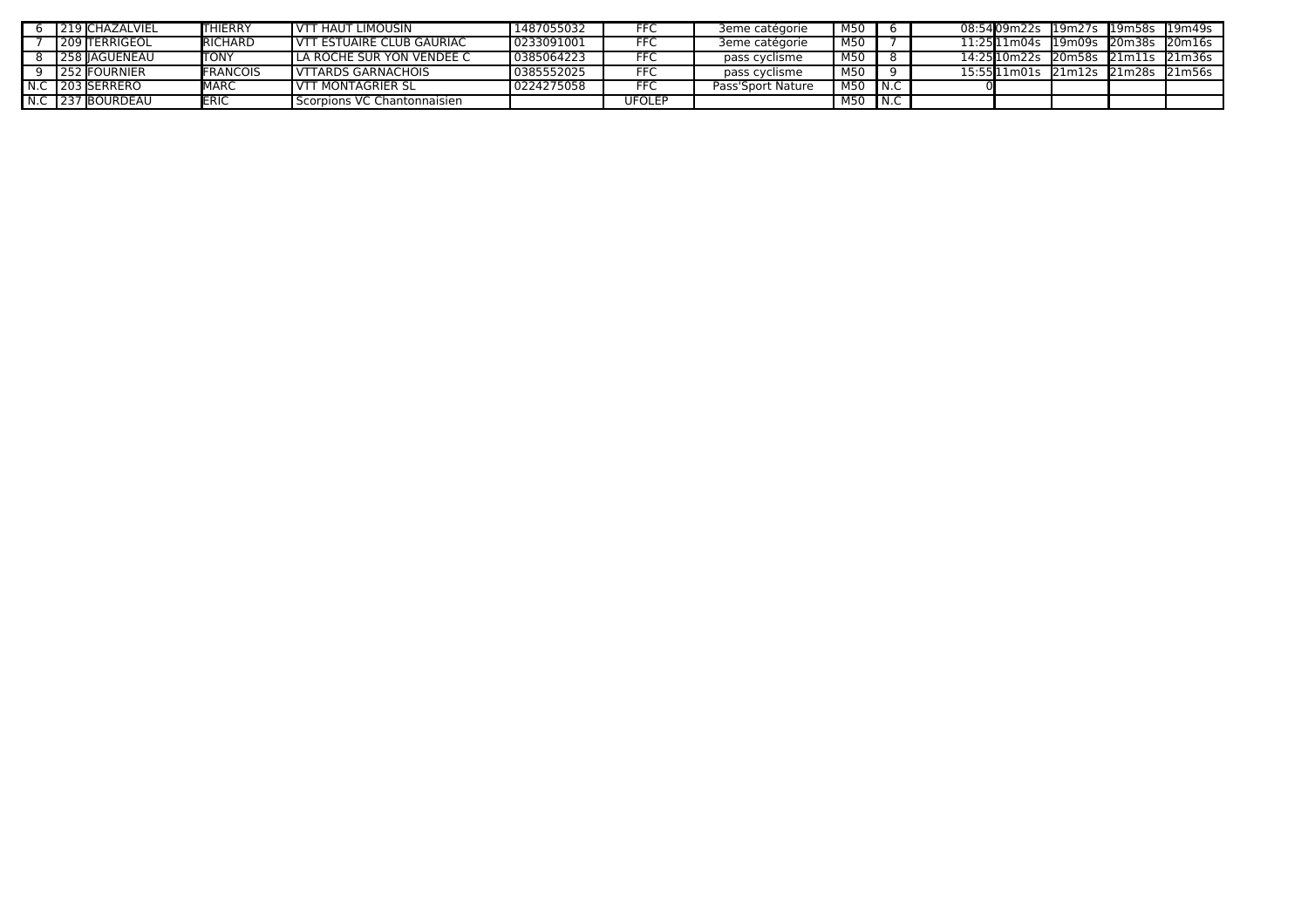| | | | | | | | | | | | | | | |
|---|---|---|---|---|---|---|---|---|---|---|---|---|---|---|
| 6 | 219 | CHAZALVIEL | THIERRY | VTT HAUT LIMOUSIN | 1487055032 | FFC | 3eme catégorie | M50 | 6 | 08:54 | 09m22s | 19m27s | 19m58s | 19m49s |
| 7 | 209 | TERRIGEOL | RICHARD | VTT ESTUAIRE CLUB GAURIAC | 0233091001 | FFC | 3eme catégorie | M50 | 7 | 11:25 | 11m04s | 19m09s | 20m38s | 20m16s |
| 8 | 258 | JAGUENEAU | TONY | LA ROCHE SUR YON VENDEE C | 0385064223 | FFC | pass cyclisme | M50 | 8 | 14:25 | 10m22s | 20m58s | 21m11s | 21m36s |
| 9 | 252 | FOURNIER | FRANCOIS | VTTARDS GARNACHOIS | 0385552025 | FFC | pass cyclisme | M50 | 9 | 15:55 | 11m01s | 21m12s | 21m28s | 21m56s |
| N.C | 203 | SERRERO | MARC | VTT MONTAGRIER SL | 0224275058 | FFC | Pass'Sport Nature | M50 | N.C | 0 | | | | |
| N.C | 237 | BOURDEAU | ERIC | Scorpions VC Chantonnaisien | | UFOLEP | | M50 | N.C | | | | | |